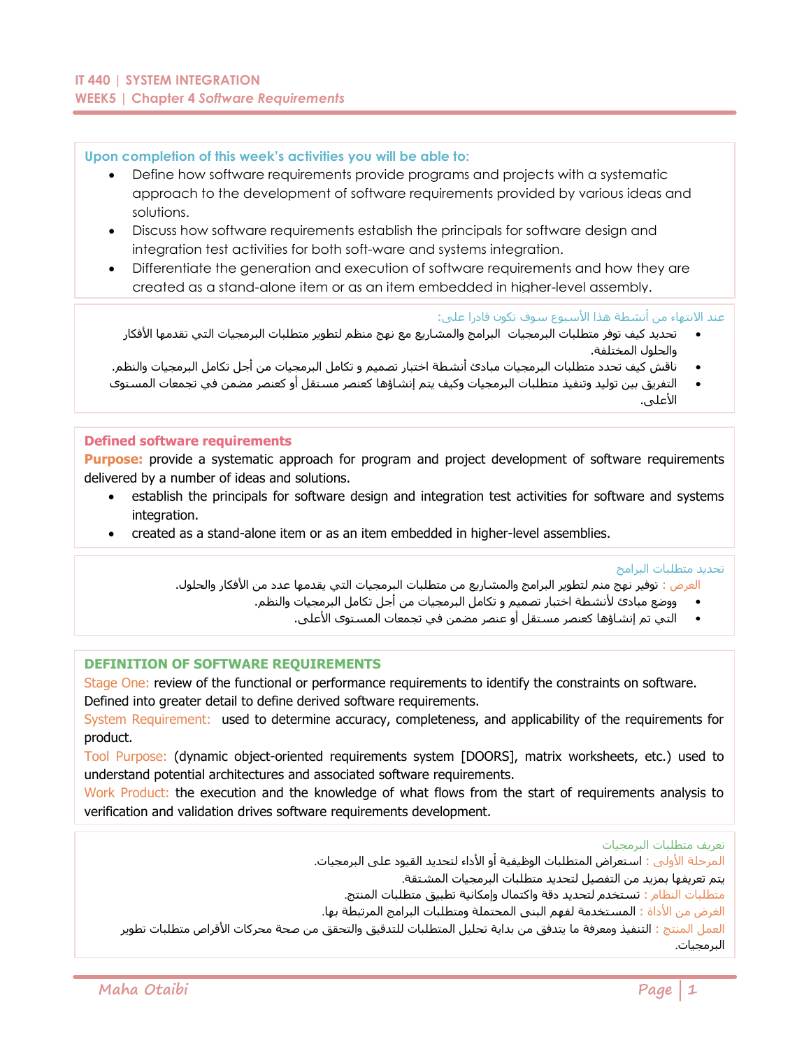## IT 440 | SYSTEM INTEGRATION
## WEEK5 | Chapter 4 *Software Requirements*

**Upon completion of this week's activities you will be able to:**

- Define how software requirements provide programs and projects with a systematic approach to the development of software requirements provided by various ideas and solutions.
- Discuss how software requirements establish the principals for software design and integration test activities for both soft-ware and systems integration.
- Differentiate the generation and execution of software requirements and how they are created as a stand-alone item or as an item embedded in higher-level assembly.

عند الانتهاء من أنشطة هذا الأسبوع سوف تكون قادرا على:

- تحديد كيف توفر متطلبات البرمجيات البرامج والمشاريع مع نهج منظم لتطوير متطلبات البرمجيات التي تقدمها الأفكار والحلول المختلفة.
- ناقش كيف تحدد متطلبات البرمجيات مبادئ أنشطة اختبار تصميم و تكامل البرمجيات من أجل تكامل البرمجيات والنظم.
- التفريق بين توليد وتنفيذ متطلبات البرمجيات وكيف يتم إنشاؤها كعنصر مستقل أو كعنصر مضمن في تجمعات المستوى الأعلى.

### Defined software requirements

**Purpose:** provide a systematic approach for program and project development of software requirements delivered by a number of ideas and solutions.

- establish the principals for software design and integration test activities for software and systems integration.
- created as a stand-alone item or as an item embedded in higher-level assemblies.

تحديد متطلبات البرامج

الغرض : توفير نهج منم لتطوير البرامج والمشاريع من متطلبات البرمجيات التي يقدمها عدد من الأفكار والحلول.

- ووضع مبادئ لأنشطة اختبار تصميم و تكامل البرمجيات من أجل تكامل البرمجيات والنظم.
- التي تم إنشاؤها كعنصر مستقل أو عنصر مضمن في تجمعات المستوى الأعلى.

### DEFINITION OF SOFTWARE REQUIREMENTS

Stage One: review of the functional or performance requirements to identify the constraints on software. Defined into greater detail to define derived software requirements.

System Requirement: used to determine accuracy, completeness, and applicability of the requirements for product.

Tool Purpose: (dynamic object-oriented requirements system [DOORS], matrix worksheets, etc.) used to understand potential architectures and associated software requirements.

Work Product: the execution and the knowledge of what flows from the start of requirements analysis to verification and validation drives software requirements development.

تعريف متطلبات البرمجيات

المرحلة الأولى : استعراض المتطلبات الوظيفية أو الأداء لتحديد القيود على البرمجيات.

يتم تعريفها بمزيد من التفصيل لتحديد متطلبات البرمجيات المشتقة.

متطلبات النظام : تستخدم لتحديد دقة واكتمال وإمكانية تطبيق متطلبات المنتج.

الغرض من الأداة : المستخدمة لفهم البنى المحتملة ومتطلبات البرامج المرتبطة بها.

العمل المنتج : التنفيذ ومعرفة ما يتدفق من بداية تحليل المتطلبات للتدقيق والتحقق من صحة محركات الأقراص متطلبات تطوير البرمجيات.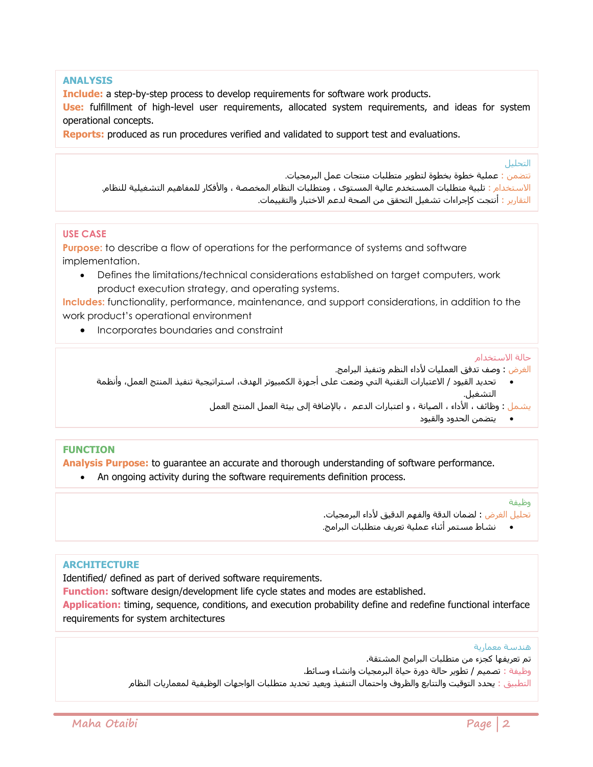## ANALYSIS

**Include:** a step-by-step process to develop requirements for software work products.
**Use:** fulfillment of high-level user requirements, allocated system requirements, and ideas for system operational concepts.
**Reports:** produced as run procedures verified and validated to support test and evaluations.

## التحليل

تتضمن : عملية خطوة بخطوة لتطوير متطلبات منتجات عمل البرمجيات.
الاستخدام : تلبية متطلبات المستخدم عالية المستوى ، ومتطلبات النظام المخصصة ، والأفكار للمفاهيم التشغيلية للنظام.
التقارير : أنتجت كإجراءات تشغيل التحقق من الصحة لدعم الاختبار والتقييمات.

## USE CASE

**Purpose:** to describe a flow of operations for the performance of systems and software implementation.

- Defines the limitations/technical considerations established on target computers, work product execution strategy, and operating systems.

**Includes:** functionality, performance, maintenance, and support considerations, in addition to the work product's operational environment

- Incorporates boundaries and constraint

## حالة الاستخدام

الغرض : وصف تدفق العمليات لأداء النظم وتنفيذ البرامج.

- تحديد القيود / الاعتبارات التقنية التي وضعت على أجهزة الكمبيوتر الهدف، استراتيجية تنفيذ المنتج العمل، وأنظمة التشغيل.

يشمل : وظائف ، الأداء ، الصيانة ، و اعتبارات الدعم ، بالإضافة إلى بيئة العمل المنتج العمل

- يتضمن الحدود والقيود

## FUNCTION

**Analysis Purpose:** to guarantee an accurate and thorough understanding of software performance.

- An ongoing activity during the software requirements definition process.

## وظيفة

تحليل الغرض : لضمان الدقة والفهم الدقيق لأداء البرمجيات.

- نشاط مستمر أثناء عملية تعريف متطلبات البرامج.

## ARCHITECTURE

Identified/ defined as part of derived software requirements.
**Function:** software design/development life cycle states and modes are established.
**Application:** timing, sequence, conditions, and execution probability define and redefine functional interface requirements for system architectures

## هندسة معمارية

تم تعريفها كجزء من متطلبات البرامج المشتقة.
وظيفة : تصميم / تطوير حالة دورة حياة البرمجيات وانشاء وسائط.
التطبيق : يحدد التوقيت والتتابع والظروف واحتمال التنفيذ ويعيد تحديد متطلبات الواجهات الوظيفية لمعماريات النظام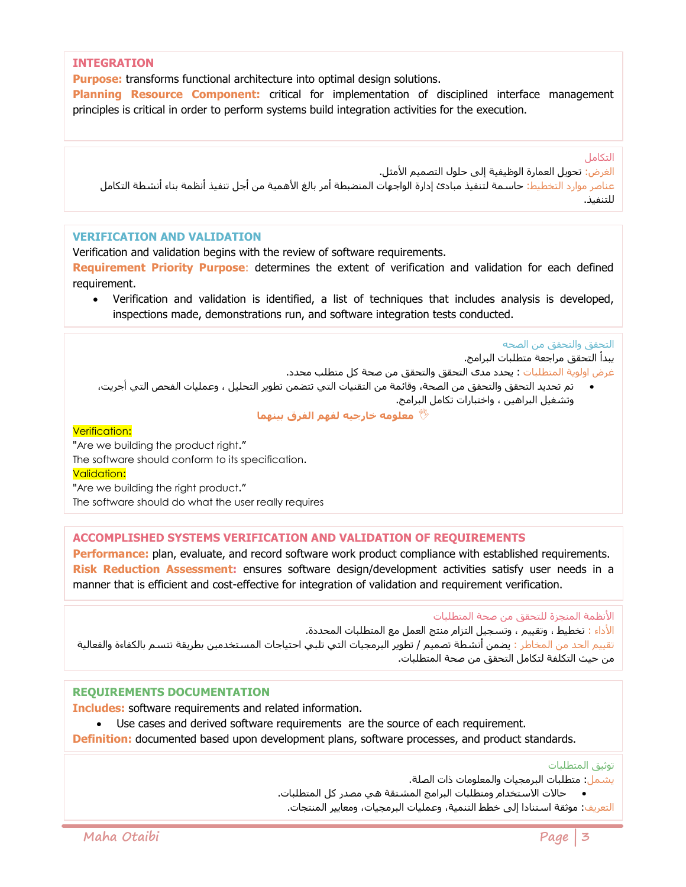## INTEGRATION

**Purpose:** transforms functional architecture into optimal design solutions.

**Planning Resource Component:** critical for implementation of disciplined interface management principles is critical in order to perform systems build integration activities for the execution.

التكامل

الغرض: تحويل العمارة الوظيفية إلى حلول التصميم الأمثل.

عناصر موارد التخطيط: حاسمة لتنفيذ مبادئ إدارة الواجهات المنضبطة أمر بالغ الأهمية من أجل تنفيذ أنظمة بناء أنشطة التكامل للتنفيذ.

## VERIFICATION AND VALIDATION

Verification and validation begins with the review of software requirements.

**Requirement Priority Purpose**: determines the extent of verification and validation for each defined requirement.

- Verification and validation is identified, a list of techniques that includes analysis is developed, inspections made, demonstrations run, and software integration tests conducted.

التحقق والتحقق من الصحه

يبدأ التحقق مراجعة متطلبات البرامج.

غرض اولوية المتطلبات : يحدد مدى التحقق والتحقق من صحة كل متطلب محدد.

- تم تحديد التحقق والتحقق من الصحة، وقائمة من التقنيات التي تتضمن تطوير التحليل ، وعمليات الفحص التي أجريت، وتشغيل البراهين ، واختبارات تكامل البرامج.

**✋ معلومه خارجيه لفهم الفرق بينهما**

Verification:

"Are we building the product right."

The software should conform to its specification.

Validation:

"Are we building the right product."

The software should do what the user really requires

## ACCOMPLISHED SYSTEMS VERIFICATION AND VALIDATION OF REQUIREMENTS

**Performance:** plan, evaluate, and record software work product compliance with established requirements.

**Risk Reduction Assessment:** ensures software design/development activities satisfy user needs in a manner that is efficient and cost-effective for integration of validation and requirement verification.

الأنظمة المنجزة للتحقق من صحة المتطلبات

الأداء : تخطيط ، وتقييم ، وتسجيل التزام منتج العمل مع المتطلبات المحددة.

تقييم الحد من المخاطر : يضمن أنشطة تصميم / تطوير البرمجيات التي تلبي احتياجات المستخدمين بطريقة تتسم بالكفاءة والفعالية من حيث التكلفة لتكامل التحقق من صحة المتطلبات.

## REQUIREMENTS DOCUMENTATION

**Includes:** software requirements and related information.

- Use cases and derived software requirements are the source of each requirement.

**Definition:** documented based upon development plans, software processes, and product standards.

توثيق المتطلبات

يشمل: متطلبات البرمجيات والمعلومات ذات الصلة.

- حالات الاستخدام ومتطلبات البرامج المشتقة هي مصدر كل المتطلبات.

التعريف: موثقة استنادا إلى خطط التنمية، وعمليات البرمجيات، ومعايير المنتجات.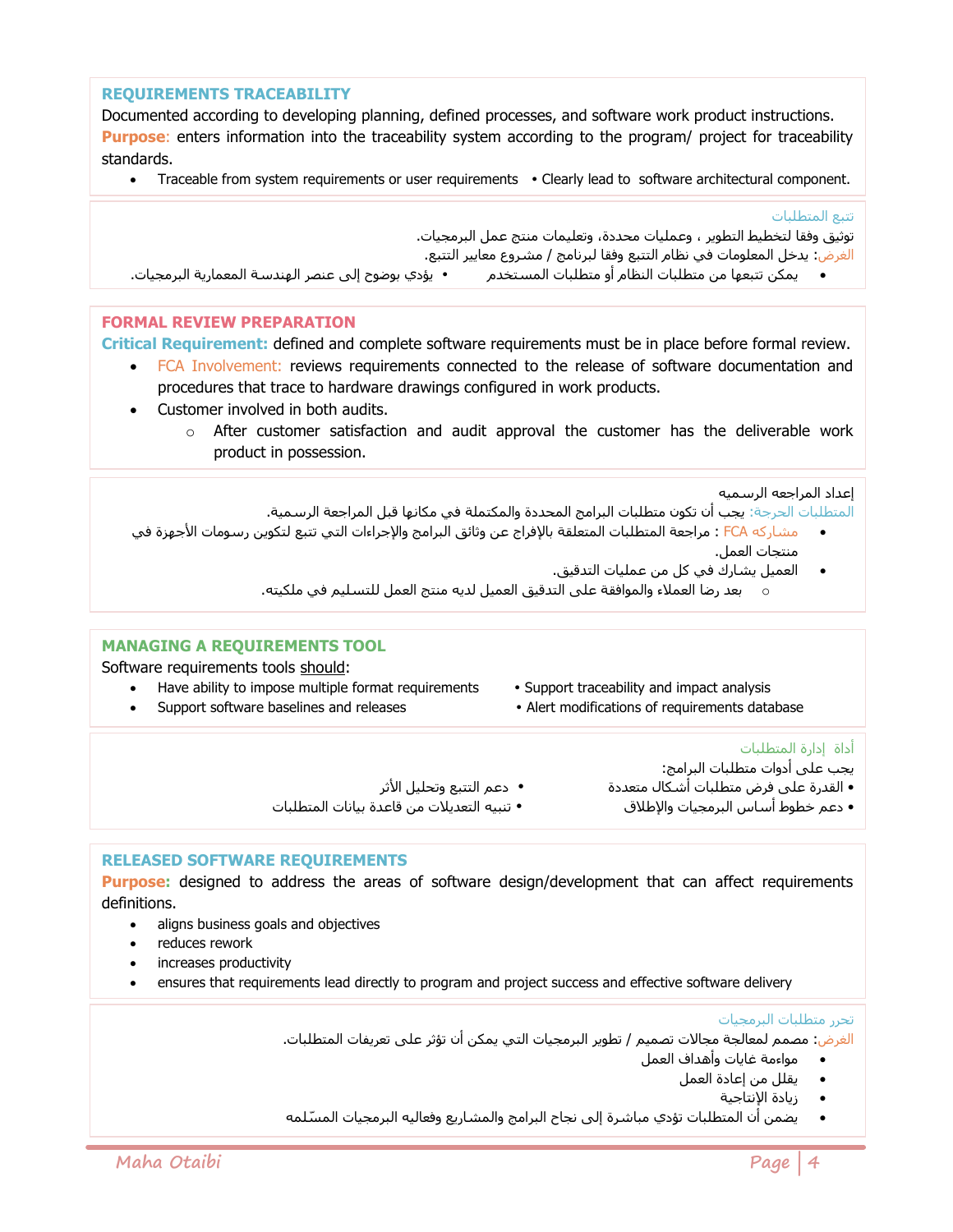## REQUIREMENTS TRACEABILITY

Documented according to developing planning, defined processes, and software work product instructions.

**Purpose**: enters information into the traceability system according to the program/ project for traceability standards.

- Traceable from system requirements or user requirements
- Clearly lead to software architectural component.

تتبع المتطلبات

توثيق وفقا لتخطيط التطوير ، وعمليات محددة، وتعليمات منتج عمل البرمجيات.

الغرض: يدخل المعلومات في نظام التتبع وفقا لبرنامج / مشروع معايير التتبع.

- يمكن تتبعها من متطلبات النظام أو متطلبات المستخدم
- يؤدي بوضوح إلى عنصر الهندسة المعمارية البرمجيات.

## FORMAL REVIEW PREPARATION

**Critical Requirement:** defined and complete software requirements must be in place before formal review.

- FCA Involvement: reviews requirements connected to the release of software documentation and procedures that trace to hardware drawings configured in work products.
- Customer involved in both audits.
  - After customer satisfaction and audit approval the customer has the deliverable work product in possession.

إعداد المراجعه الرسميه

المتطلبات الحرجة: يجب أن تكون متطلبات البرامج المحددة والمكتملة في مكانها قبل المراجعة الرسمية.

- مشاركه FCA : مراجعة المتطلبات المتعلقة بالإفراج عن وثائق البرامج والإجراءات التي تتبع لتكوين رسومات الأجهزة في منتجات العمل.
- العميل يشارك في كل من عمليات التدقيق.
  - بعد رضا العملاء والموافقة على التدقيق العميل لديه منتج العمل للتسليم في ملكيته.

## MANAGING A REQUIREMENTS TOOL

Software requirements tools should:

- Have ability to impose multiple format requirements
- Support software baselines and releases
- Support traceability and impact analysis
- Alert modifications of requirements database

أداة إدارة المتطلبات

يجب على أدوات متطلبات البرامج:

- القدرة على فرض متطلبات أشكال متعددة
- دعم خطوط أساس البرمجيات والإطلاق
- دعم التتبع وتحليل الأثر
- تنبيه التعديلات من قاعدة بيانات المتطلبات

## RELEASED SOFTWARE REQUIREMENTS

**Purpose**: designed to address the areas of software design/development that can affect requirements definitions.

- aligns business goals and objectives
- reduces rework
- increases productivity
- ensures that requirements lead directly to program and project success and effective software delivery

تحرر متطلبات البرمجيات

الغرض: مصمم لمعالجة مجالات تصميم / تطوير البرمجيات التي يمكن أن تؤثر على تعريفات المتطلبات.

- مواءمة غايات وأهداف العمل
- يقلل من إعادة العمل
- زيادة الإنتاجية
- يضمن أن المتطلبات تؤدي مباشرة إلى نجاح البرامج والمشاريع وفعاليه البرمجيات المسّلمه